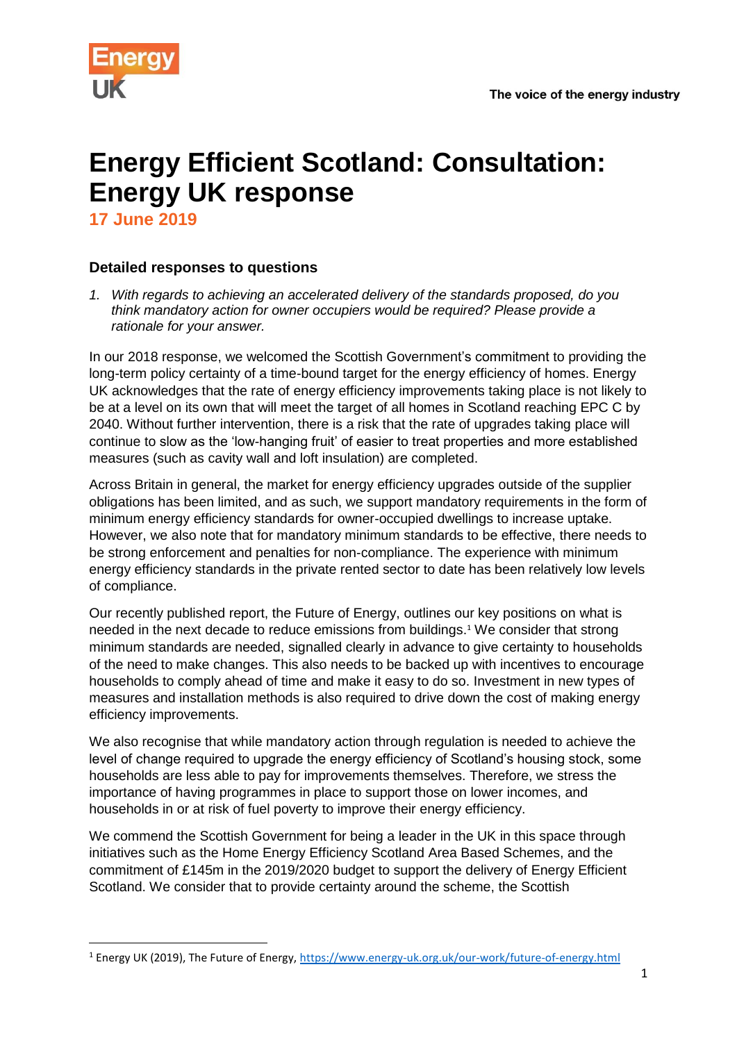# Energy Efficient Scotland: Consultation: Energy UK response

**17 June 2019**

### Detailed responses to questions

1. *With regards to achieving an accelerated delivery of the standards proposed, do you think mandatory action for owner occupiers would be required? Please provide a rationale for your answer.*

In our 2018 response, we welcomed the Scottish Government's commitment to providing the long-term policy certainty of a time-bound target for the energy efficiency of homes. Energy UK acknowledges that the rate of energy efficiency improvements taking place is not likely to be at a level on its own that will meet the target of all homes in Scotland reaching EPC C by 2040. Without further intervention, there is a risk that the rate of upgrades taking place will continue to slow as the 'low-hanging fruit' of easier to treat properties and more established measures (such as cavity wall and loft insulation) are completed.

Across Britain in general, the market for energy efficiency upgrades outside of the supplier obligations has been limited, and as such, we support mandatory requirements in the form of minimum energy efficiency standards for owner-occupied dwellings to increase uptake. However, we also note that for mandatory minimum standards to be effective, there needs to be strong enforcement and penalties for non-compliance. The experience with minimum energy efficiency standards in the private rented sector to date has been relatively low levels of compliance.

Our recently published report, the Future of Energy, outlines our key positions on what is needed in the next decade to reduce emissions from buildings.[1] We consider that strong minimum standards are needed, signalled clearly in advance to give certainty to households of the need to make changes. This also needs to be backed up with incentives to encourage households to comply ahead of time and make it easy to do so. Investment in new types of measures and installation methods is also required to drive down the cost of making energy efficiency improvements.

We also recognise that while mandatory action through regulation is needed to achieve the level of change required to upgrade the energy efficiency of Scotland's housing stock, some households are less able to pay for improvements themselves. Therefore, we stress the importance of having programmes in place to support those on lower incomes, and households in or at risk of fuel poverty to improve their energy efficiency.

We commend the Scottish Government for being a leader in the UK in this space through initiatives such as the Home Energy Efficiency Scotland Area Based Schemes, and the commitment of £145m in the 2019/2020 budget to support the delivery of Energy Efficient Scotland. We consider that to provide certainty around the scheme, the Scottish

---

[1] Energy UK (2019), The Future of Energy, https://www.energy-uk.org.uk/our-work/future-of-energy.html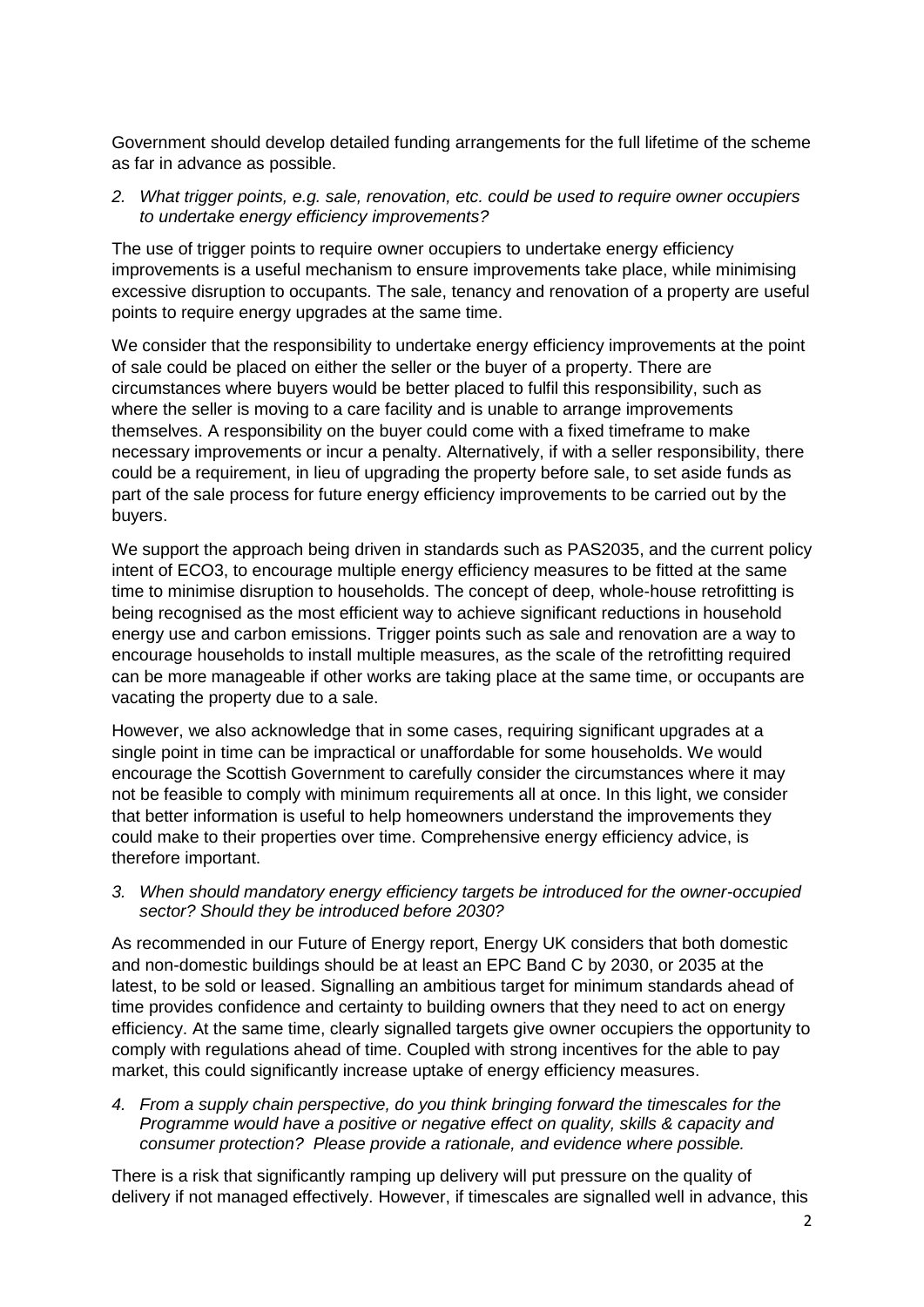Government should develop detailed funding arrangements for the full lifetime of the scheme as far in advance as possible.

2. *What trigger points, e.g. sale, renovation, etc. could be used to require owner occupiers to undertake energy efficiency improvements?*

The use of trigger points to require owner occupiers to undertake energy efficiency improvements is a useful mechanism to ensure improvements take place, while minimising excessive disruption to occupants. The sale, tenancy and renovation of a property are useful points to require energy upgrades at the same time.

We consider that the responsibility to undertake energy efficiency improvements at the point of sale could be placed on either the seller or the buyer of a property. There are circumstances where buyers would be better placed to fulfil this responsibility, such as where the seller is moving to a care facility and is unable to arrange improvements themselves. A responsibility on the buyer could come with a fixed timeframe to make necessary improvements or incur a penalty. Alternatively, if with a seller responsibility, there could be a requirement, in lieu of upgrading the property before sale, to set aside funds as part of the sale process for future energy efficiency improvements to be carried out by the buyers.

We support the approach being driven in standards such as PAS2035, and the current policy intent of ECO3, to encourage multiple energy efficiency measures to be fitted at the same time to minimise disruption to households. The concept of deep, whole-house retrofitting is being recognised as the most efficient way to achieve significant reductions in household energy use and carbon emissions. Trigger points such as sale and renovation are a way to encourage households to install multiple measures, as the scale of the retrofitting required can be more manageable if other works are taking place at the same time, or occupants are vacating the property due to a sale.

However, we also acknowledge that in some cases, requiring significant upgrades at a single point in time can be impractical or unaffordable for some households. We would encourage the Scottish Government to carefully consider the circumstances where it may not be feasible to comply with minimum requirements all at once. In this light, we consider that better information is useful to help homeowners understand the improvements they could make to their properties over time. Comprehensive energy efficiency advice, is therefore important.

3. *When should mandatory energy efficiency targets be introduced for the owner-occupied sector? Should they be introduced before 2030?*

As recommended in our Future of Energy report, Energy UK considers that both domestic and non-domestic buildings should be at least an EPC Band C by 2030, or 2035 at the latest, to be sold or leased. Signalling an ambitious target for minimum standards ahead of time provides confidence and certainty to building owners that they need to act on energy efficiency. At the same time, clearly signalled targets give owner occupiers the opportunity to comply with regulations ahead of time. Coupled with strong incentives for the able to pay market, this could significantly increase uptake of energy efficiency measures.

4. *From a supply chain perspective, do you think bringing forward the timescales for the Programme would have a positive or negative effect on quality, skills & capacity and consumer protection? Please provide a rationale, and evidence where possible.*

There is a risk that significantly ramping up delivery will put pressure on the quality of delivery if not managed effectively. However, if timescales are signalled well in advance, this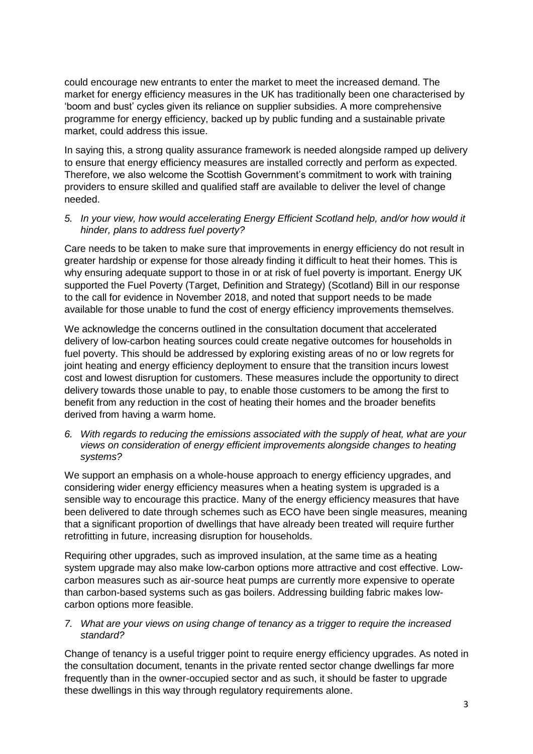could encourage new entrants to enter the market to meet the increased demand. The market for energy efficiency measures in the UK has traditionally been one characterised by 'boom and bust' cycles given its reliance on supplier subsidies. A more comprehensive programme for energy efficiency, backed up by public funding and a sustainable private market, could address this issue.

In saying this, a strong quality assurance framework is needed alongside ramped up delivery to ensure that energy efficiency measures are installed correctly and perform as expected. Therefore, we also welcome the Scottish Government's commitment to work with training providers to ensure skilled and qualified staff are available to deliver the level of change needed.

5. *In your view, how would accelerating Energy Efficient Scotland help, and/or how would it hinder, plans to address fuel poverty?*

Care needs to be taken to make sure that improvements in energy efficiency do not result in greater hardship or expense for those already finding it difficult to heat their homes. This is why ensuring adequate support to those in or at risk of fuel poverty is important. Energy UK supported the Fuel Poverty (Target, Definition and Strategy) (Scotland) Bill in our response to the call for evidence in November 2018, and noted that support needs to be made available for those unable to fund the cost of energy efficiency improvements themselves.

We acknowledge the concerns outlined in the consultation document that accelerated delivery of low-carbon heating sources could create negative outcomes for households in fuel poverty. This should be addressed by exploring existing areas of no or low regrets for joint heating and energy efficiency deployment to ensure that the transition incurs lowest cost and lowest disruption for customers. These measures include the opportunity to direct delivery towards those unable to pay, to enable those customers to be among the first to benefit from any reduction in the cost of heating their homes and the broader benefits derived from having a warm home.

6. *With regards to reducing the emissions associated with the supply of heat, what are your views on consideration of energy efficient improvements alongside changes to heating systems?*

We support an emphasis on a whole-house approach to energy efficiency upgrades, and considering wider energy efficiency measures when a heating system is upgraded is a sensible way to encourage this practice. Many of the energy efficiency measures that have been delivered to date through schemes such as ECO have been single measures, meaning that a significant proportion of dwellings that have already been treated will require further retrofitting in future, increasing disruption for households.

Requiring other upgrades, such as improved insulation, at the same time as a heating system upgrade may also make low-carbon options more attractive and cost effective. Low-carbon measures such as air-source heat pumps are currently more expensive to operate than carbon-based systems such as gas boilers. Addressing building fabric makes low-carbon options more feasible.

7. *What are your views on using change of tenancy as a trigger to require the increased standard?*

Change of tenancy is a useful trigger point to require energy efficiency upgrades. As noted in the consultation document, tenants in the private rented sector change dwellings far more frequently than in the owner-occupied sector and as such, it should be faster to upgrade these dwellings in this way through regulatory requirements alone.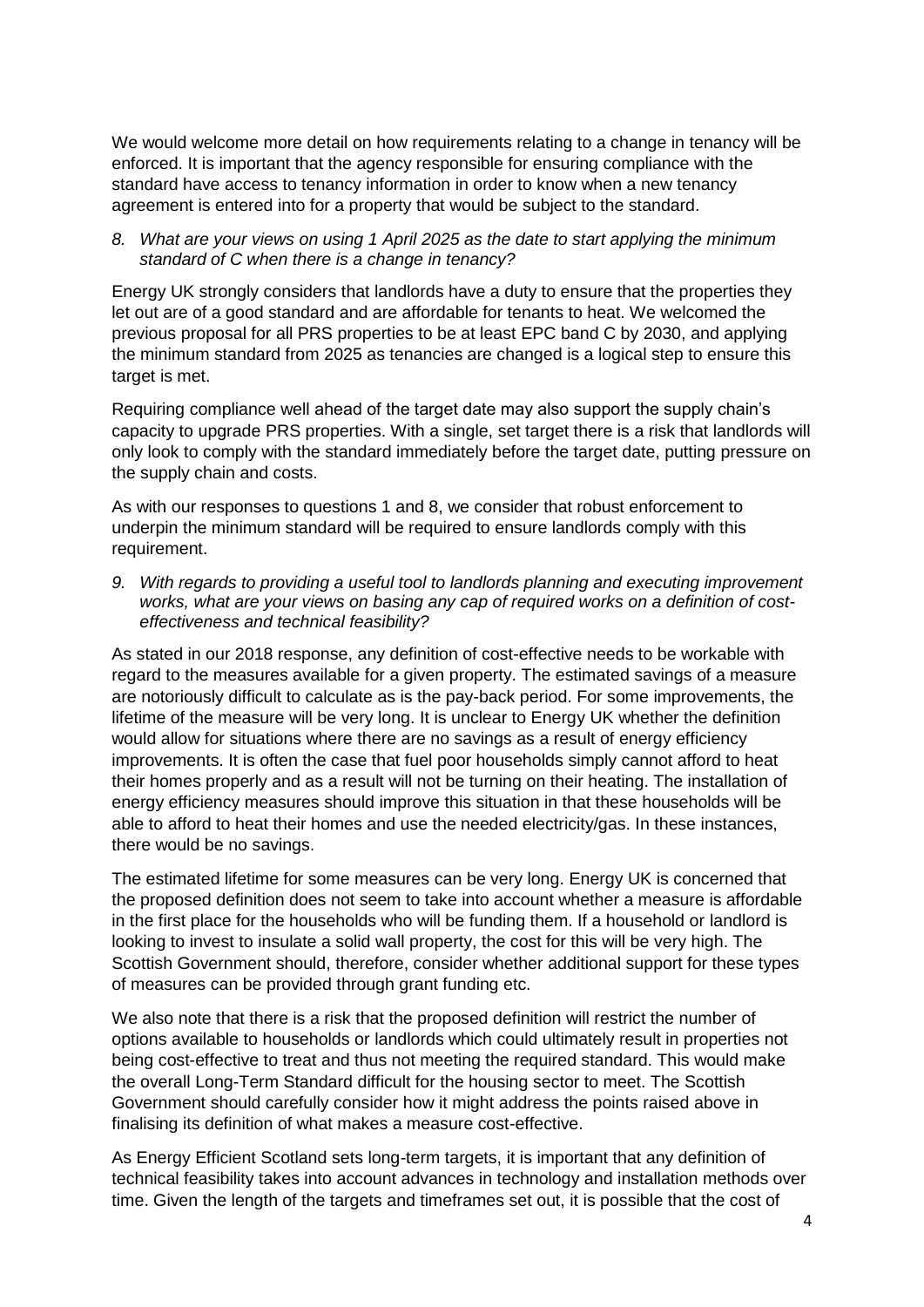We would welcome more detail on how requirements relating to a change in tenancy will be enforced. It is important that the agency responsible for ensuring compliance with the standard have access to tenancy information in order to know when a new tenancy agreement is entered into for a property that would be subject to the standard.

8. *What are your views on using 1 April 2025 as the date to start applying the minimum standard of C when there is a change in tenancy?*

Energy UK strongly considers that landlords have a duty to ensure that the properties they let out are of a good standard and are affordable for tenants to heat. We welcomed the previous proposal for all PRS properties to be at least EPC band C by 2030, and applying the minimum standard from 2025 as tenancies are changed is a logical step to ensure this target is met.

Requiring compliance well ahead of the target date may also support the supply chain's capacity to upgrade PRS properties. With a single, set target there is a risk that landlords will only look to comply with the standard immediately before the target date, putting pressure on the supply chain and costs.

As with our responses to questions 1 and 8, we consider that robust enforcement to underpin the minimum standard will be required to ensure landlords comply with this requirement.

9. *With regards to providing a useful tool to landlords planning and executing improvement works, what are your views on basing any cap of required works on a definition of cost-effectiveness and technical feasibility?*

As stated in our 2018 response, any definition of cost-effective needs to be workable with regard to the measures available for a given property. The estimated savings of a measure are notoriously difficult to calculate as is the pay-back period. For some improvements, the lifetime of the measure will be very long. It is unclear to Energy UK whether the definition would allow for situations where there are no savings as a result of energy efficiency improvements. It is often the case that fuel poor households simply cannot afford to heat their homes properly and as a result will not be turning on their heating. The installation of energy efficiency measures should improve this situation in that these households will be able to afford to heat their homes and use the needed electricity/gas. In these instances, there would be no savings.

The estimated lifetime for some measures can be very long. Energy UK is concerned that the proposed definition does not seem to take into account whether a measure is affordable in the first place for the households who will be funding them. If a household or landlord is looking to invest to insulate a solid wall property, the cost for this will be very high. The Scottish Government should, therefore, consider whether additional support for these types of measures can be provided through grant funding etc.

We also note that there is a risk that the proposed definition will restrict the number of options available to households or landlords which could ultimately result in properties not being cost-effective to treat and thus not meeting the required standard. This would make the overall Long-Term Standard difficult for the housing sector to meet. The Scottish Government should carefully consider how it might address the points raised above in finalising its definition of what makes a measure cost-effective.

As Energy Efficient Scotland sets long-term targets, it is important that any definition of technical feasibility takes into account advances in technology and installation methods over time. Given the length of the targets and timeframes set out, it is possible that the cost of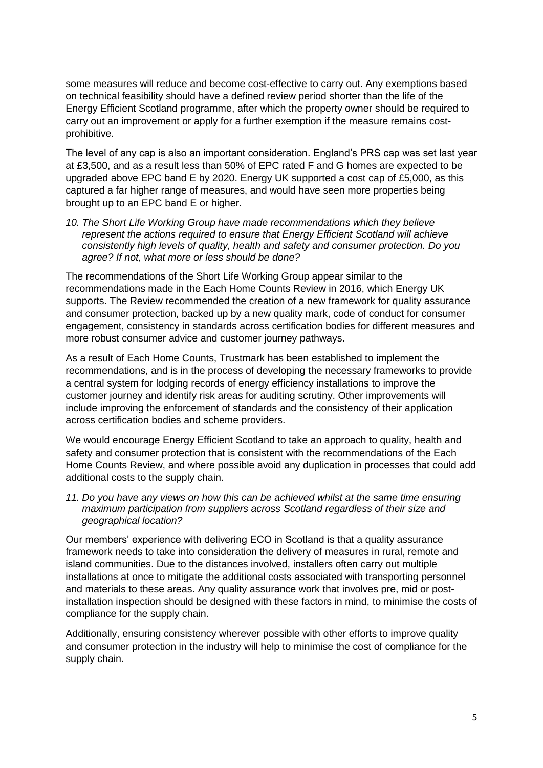some measures will reduce and become cost-effective to carry out. Any exemptions based on technical feasibility should have a defined review period shorter than the life of the Energy Efficient Scotland programme, after which the property owner should be required to carry out an improvement or apply for a further exemption if the measure remains cost-prohibitive.

The level of any cap is also an important consideration. England's PRS cap was set last year at £3,500, and as a result less than 50% of EPC rated F and G homes are expected to be upgraded above EPC band E by 2020. Energy UK supported a cost cap of £5,000, as this captured a far higher range of measures, and would have seen more properties being brought up to an EPC band E or higher.

*10. The Short Life Working Group have made recommendations which they believe represent the actions required to ensure that Energy Efficient Scotland will achieve consistently high levels of quality, health and safety and consumer protection. Do you agree? If not, what more or less should be done?*

The recommendations of the Short Life Working Group appear similar to the recommendations made in the Each Home Counts Review in 2016, which Energy UK supports. The Review recommended the creation of a new framework for quality assurance and consumer protection, backed up by a new quality mark, code of conduct for consumer engagement, consistency in standards across certification bodies for different measures and more robust consumer advice and customer journey pathways.

As a result of Each Home Counts, Trustmark has been established to implement the recommendations, and is in the process of developing the necessary frameworks to provide a central system for lodging records of energy efficiency installations to improve the customer journey and identify risk areas for auditing scrutiny. Other improvements will include improving the enforcement of standards and the consistency of their application across certification bodies and scheme providers.

We would encourage Energy Efficient Scotland to take an approach to quality, health and safety and consumer protection that is consistent with the recommendations of the Each Home Counts Review, and where possible avoid any duplication in processes that could add additional costs to the supply chain.

*11. Do you have any views on how this can be achieved whilst at the same time ensuring maximum participation from suppliers across Scotland regardless of their size and geographical location?*

Our members' experience with delivering ECO in Scotland is that a quality assurance framework needs to take into consideration the delivery of measures in rural, remote and island communities. Due to the distances involved, installers often carry out multiple installations at once to mitigate the additional costs associated with transporting personnel and materials to these areas. Any quality assurance work that involves pre, mid or post-installation inspection should be designed with these factors in mind, to minimise the costs of compliance for the supply chain.

Additionally, ensuring consistency wherever possible with other efforts to improve quality and consumer protection in the industry will help to minimise the cost of compliance for the supply chain.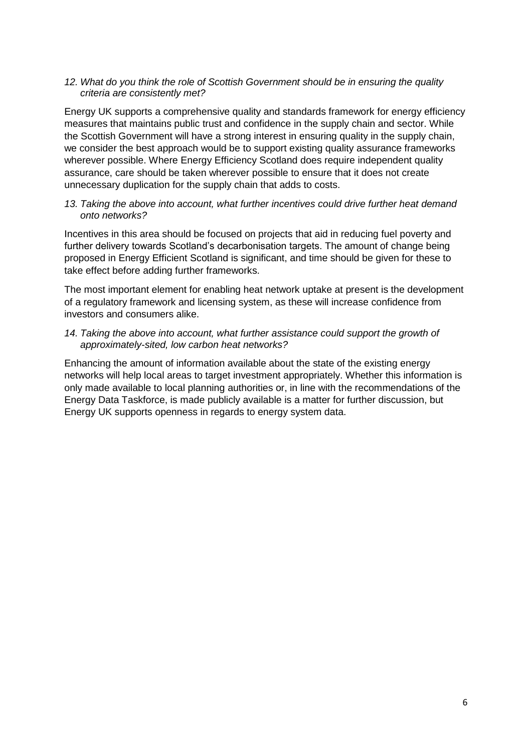*12. What do you think the role of Scottish Government should be in ensuring the quality criteria are consistently met?*

Energy UK supports a comprehensive quality and standards framework for energy efficiency measures that maintains public trust and confidence in the supply chain and sector. While the Scottish Government will have a strong interest in ensuring quality in the supply chain, we consider the best approach would be to support existing quality assurance frameworks wherever possible. Where Energy Efficiency Scotland does require independent quality assurance, care should be taken wherever possible to ensure that it does not create unnecessary duplication for the supply chain that adds to costs.

*13. Taking the above into account, what further incentives could drive further heat demand onto networks?*

Incentives in this area should be focused on projects that aid in reducing fuel poverty and further delivery towards Scotland's decarbonisation targets. The amount of change being proposed in Energy Efficient Scotland is significant, and time should be given for these to take effect before adding further frameworks.

The most important element for enabling heat network uptake at present is the development of a regulatory framework and licensing system, as these will increase confidence from investors and consumers alike.

*14. Taking the above into account, what further assistance could support the growth of approximately-sited, low carbon heat networks?*

Enhancing the amount of information available about the state of the existing energy networks will help local areas to target investment appropriately. Whether this information is only made available to local planning authorities or, in line with the recommendations of the Energy Data Taskforce, is made publicly available is a matter for further discussion, but Energy UK supports openness in regards to energy system data.